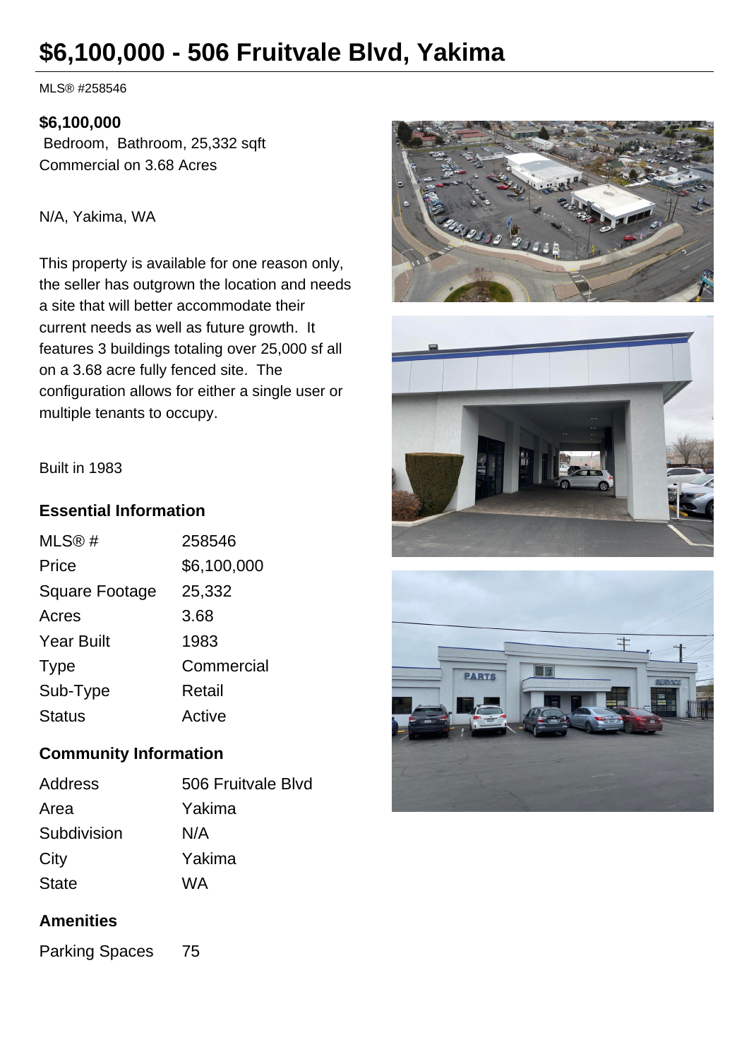# $6,100,000 - 506 Fruitvale Blvd, Yakima

MLS® #258546

**$6,100,000**

Bedroom, Bathroom, 25,332 sqft
Commercial on 3.68 Acres

N/A, Yakima, WA

This property is available for one reason only, the seller has outgrown the location and needs a site that will better accommodate their current needs as well as future growth. It features 3 buildings totaling over 25,000 sf all on a 3.68 acre fully fenced site. The configuration allows for either a single user or multiple tenants to occupy.

Built in 1983

### Essential Information

| | |
|---|---|
| MLS® # | 258546 |
| Price | $6,100,000 |
| Square Footage | 25,332 |
| Acres | 3.68 |
| Year Built | 1983 |
| Type | Commercial |
| Sub-Type | Retail |
| Status | Active |

### Community Information

| | |
|---|---|
| Address | 506 Fruitvale Blvd |
| Area | Yakima |
| Subdivision | N/A |
| City | Yakima |
| State | WA |

### Amenities

| | |
|---|---|
| Parking Spaces | 75 |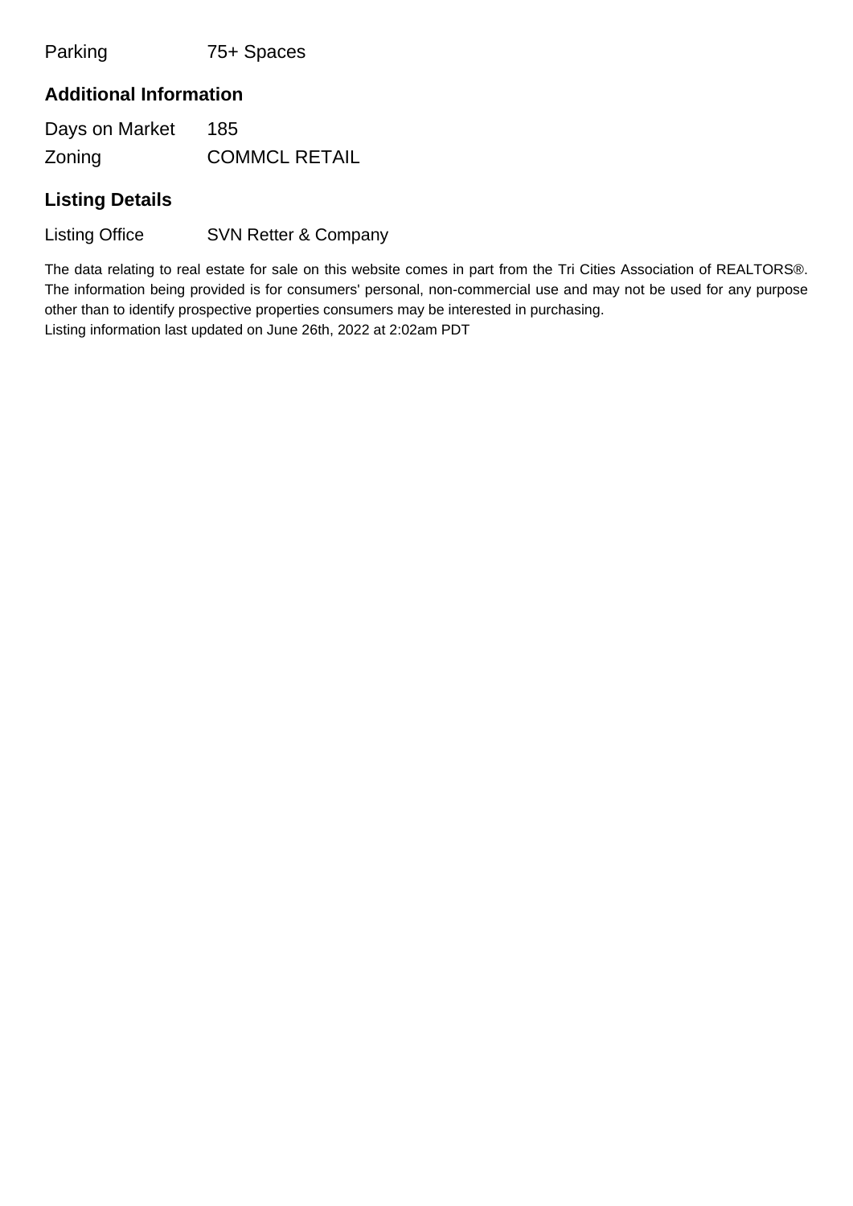| | |
|---|---|
| Parking | 75+ Spaces |

## Additional Information

| | |
|---|---|
| Days on Market | 185 |
| Zoning | COMMCL RETAIL |

## Listing Details

| | |
|---|---|
| Listing Office | SVN Retter & Company |

The data relating to real estate for sale on this website comes in part from the Tri Cities Association of REALTORS®. The information being provided is for consumers' personal, non-commercial use and may not be used for any purpose other than to identify prospective properties consumers may be interested in purchasing.
Listing information last updated on June 26th, 2022 at 2:02am PDT